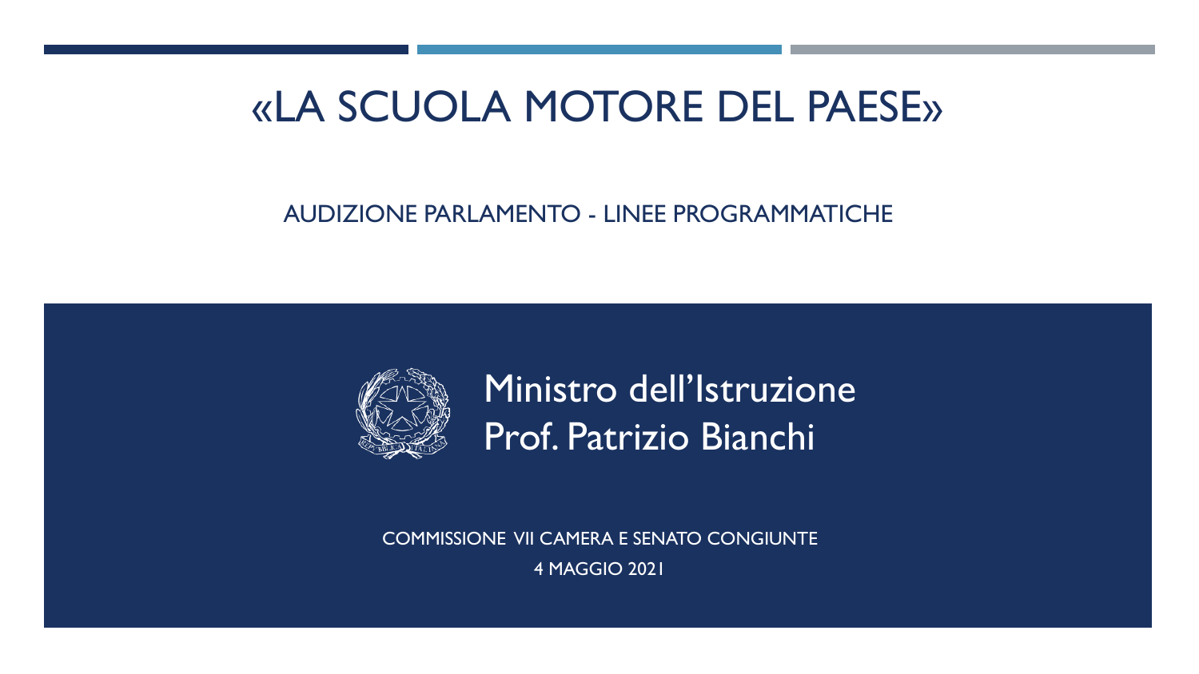# «LA SCUOLA MOTORE DEL PAESE»

AUDIZIONE PARLAMENTO - LINEE PROGRAMMATICHE

Ministro dell'Istruzione
Prof. Patrizio Bianchi

COMMISSIONE VII CAMERA E SENATO CONGIUNTE

4 MAGGIO 2021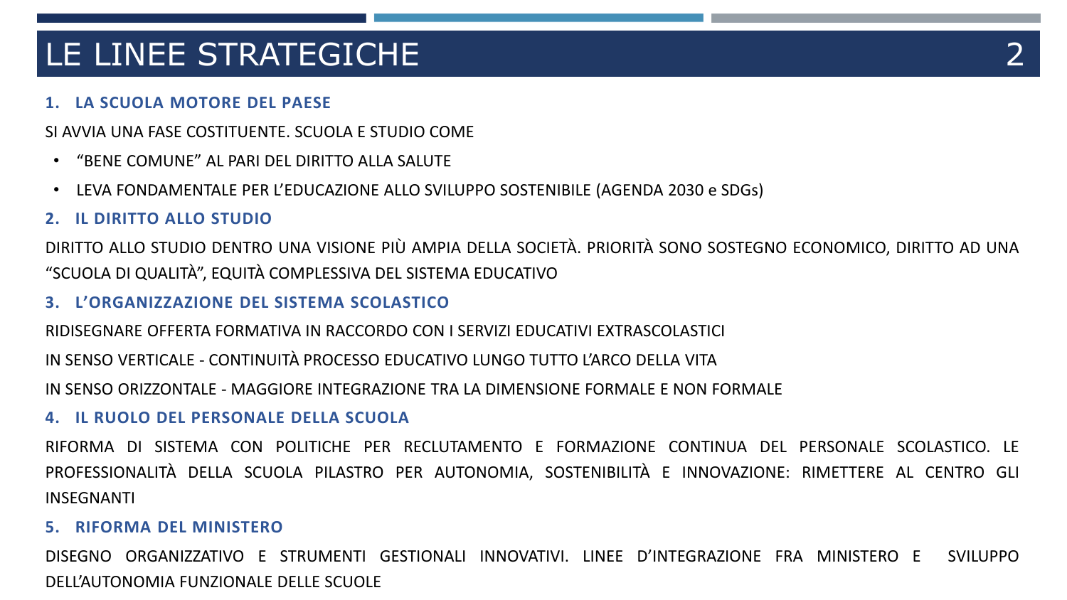# LE LINEE STRATEGICHE

### 1. LA SCUOLA MOTORE DEL PAESE

SI AVVIA UNA FASE COSTITUENTE. SCUOLA E STUDIO COME

- "BENE COMUNE" AL PARI DEL DIRITTO ALLA SALUTE
- LEVA FONDAMENTALE PER L'EDUCAZIONE ALLO SVILUPPO SOSTENIBILE (AGENDA 2030 e SDGs)

### 2. IL DIRITTO ALLO STUDIO

DIRITTO ALLO STUDIO DENTRO UNA VISIONE PIÙ AMPIA DELLA SOCIETÀ. PRIORITÀ SONO SOSTEGNO ECONOMICO, DIRITTO AD UNA "SCUOLA DI QUALITÀ", EQUITÀ COMPLESSIVA DEL SISTEMA EDUCATIVO

### 3. L'ORGANIZZAZIONE DEL SISTEMA SCOLASTICO

RIDISEGNARE OFFERTA FORMATIVA IN RACCORDO CON I SERVIZI EDUCATIVI EXTRASCOLASTICI

IN SENSO VERTICALE - CONTINUITÀ PROCESSO EDUCATIVO LUNGO TUTTO L'ARCO DELLA VITA

IN SENSO ORIZZONTALE - MAGGIORE INTEGRAZIONE TRA LA DIMENSIONE FORMALE E NON FORMALE

### 4. IL RUOLO DEL PERSONALE DELLA SCUOLA

RIFORMA DI SISTEMA CON POLITICHE PER RECLUTAMENTO E FORMAZIONE CONTINUA DEL PERSONALE SCOLASTICO. LE PROFESSIONALITÀ DELLA SCUOLA PILASTRO PER AUTONOMIA, SOSTENIBILITÀ E INNOVAZIONE: RIMETTERE AL CENTRO GLI INSEGNANTI

### 5. RIFORMA DEL MINISTERO

DISEGNO ORGANIZZATIVO E STRUMENTI GESTIONALI INNOVATIVI. LINEE D'INTEGRAZIONE FRA MINISTERO E SVILUPPO DELL'AUTONOMIA FUNZIONALE DELLE SCUOLE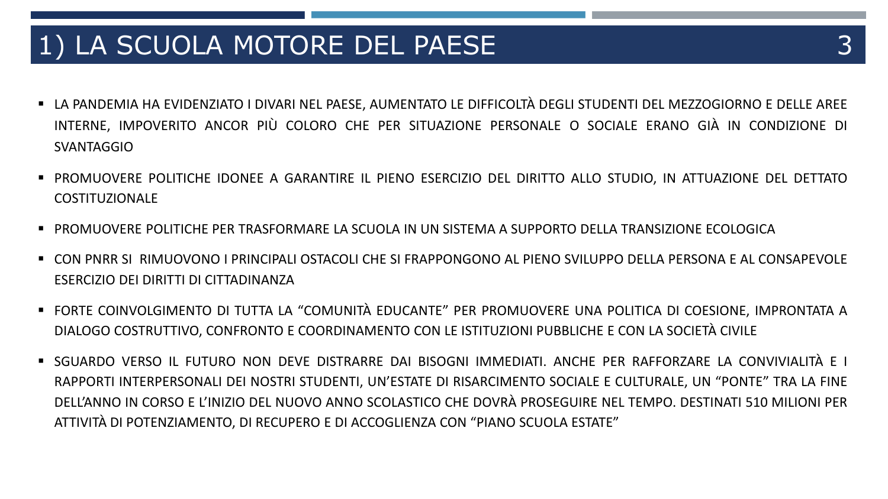# 1) LA SCUOLA MOTORE DEL PAESE

- LA PANDEMIA HA EVIDENZIATO I DIVARI NEL PAESE, AUMENTATO LE DIFFICOLTÀ DEGLI STUDENTI DEL MEZZOGIORNO E DELLE AREE INTERNE, IMPOVERITO ANCOR PIÙ COLORO CHE PER SITUAZIONE PERSONALE O SOCIALE ERANO GIÀ IN CONDIZIONE DI SVANTAGGIO
- PROMUOVERE POLITICHE IDONEE A GARANTIRE IL PIENO ESERCIZIO DEL DIRITTO ALLO STUDIO, IN ATTUAZIONE DEL DETTATO COSTITUZIONALE
- PROMUOVERE POLITICHE PER TRASFORMARE LA SCUOLA IN UN SISTEMA A SUPPORTO DELLA TRANSIZIONE ECOLOGICA
- CON PNRR SI RIMUOVONO I PRINCIPALI OSTACOLI CHE SI FRAPPONGONO AL PIENO SVILUPPO DELLA PERSONA E AL CONSAPEVOLE ESERCIZIO DEI DIRITTI DI CITTADINANZA
- FORTE COINVOLGIMENTO DI TUTTA LA "COMUNITÀ EDUCANTE" PER PROMUOVERE UNA POLITICA DI COESIONE, IMPRONTATA A DIALOGO COSTRUTTIVO, CONFRONTO E COORDINAMENTO CON LE ISTITUZIONI PUBBLICHE E CON LA SOCIETÀ CIVILE
- SGUARDO VERSO IL FUTURO NON DEVE DISTRARRE DAI BISOGNI IMMEDIATI. ANCHE PER RAFFORZARE LA CONVIVIALITÀ E I RAPPORTI INTERPERSONALI DEI NOSTRI STUDENTI, UN'ESTATE DI RISARCIMENTO SOCIALE E CULTURALE, UN "PONTE" TRA LA FINE DELL'ANNO IN CORSO E L'INIZIO DEL NUOVO ANNO SCOLASTICO CHE DOVRÀ PROSEGUIRE NEL TEMPO. DESTINATI 510 MILIONI PER ATTIVITÀ DI POTENZIAMENTO, DI RECUPERO E DI ACCOGLIENZA CON "PIANO SCUOLA ESTATE"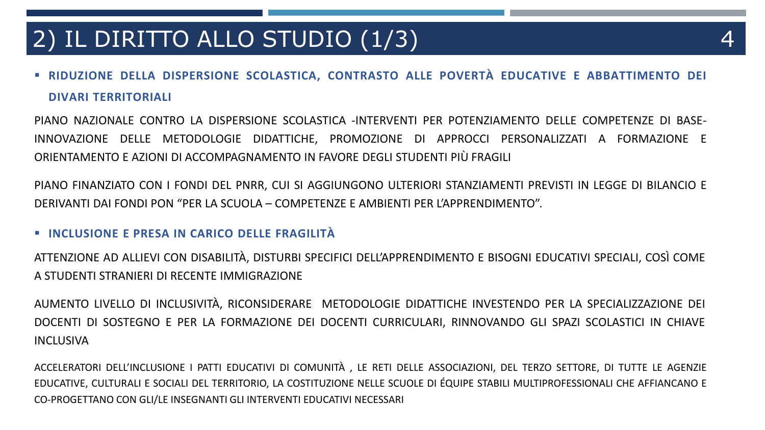# 2) IL DIRITTO ALLO STUDIO (1/3)

- **RIDUZIONE DELLA DISPERSIONE SCOLASTICA, CONTRASTO ALLE POVERTÀ EDUCATIVE E ABBATTIMENTO DEI DIVARI TERRITORIALI**

PIANO NAZIONALE CONTRO LA DISPERSIONE SCOLASTICA -INTERVENTI PER POTENZIAMENTO DELLE COMPETENZE DI BASE- INNOVAZIONE DELLE METODOLOGIE DIDATTICHE, PROMOZIONE DI APPROCCI PERSONALIZZATI A FORMAZIONE E ORIENTAMENTO E AZIONI DI ACCOMPAGNAMENTO IN FAVORE DEGLI STUDENTI PIÙ FRAGILI

PIANO FINANZIATO CON I FONDI DEL PNRR, CUI SI AGGIUNGONO ULTERIORI STANZIAMENTI PREVISTI IN LEGGE DI BILANCIO E DERIVANTI DAI FONDI PON "PER LA SCUOLA – COMPETENZE E AMBIENTI PER L'APPRENDIMENTO".

- **INCLUSIONE E PRESA IN CARICO DELLE FRAGILITÀ**

ATTENZIONE AD ALLIEVI CON DISABILITÀ, DISTURBI SPECIFICI DELL'APPRENDIMENTO E BISOGNI EDUCATIVI SPECIALI, COSÌ COME A STUDENTI STRANIERI DI RECENTE IMMIGRAZIONE

AUMENTO LIVELLO DI INCLUSIVITÀ, RICONSIDERARE METODOLOGIE DIDATTICHE INVESTENDO PER LA SPECIALIZZAZIONE DEI DOCENTI DI SOSTEGNO E PER LA FORMAZIONE DEI DOCENTI CURRICULARI, RINNOVANDO GLI SPAZI SCOLASTICI IN CHIAVE INCLUSIVA

ACCELERATORI DELL'INCLUSIONE I PATTI EDUCATIVI DI COMUNITÀ , LE RETI DELLE ASSOCIAZIONI, DEL TERZO SETTORE, DI TUTTE LE AGENZIE EDUCATIVE, CULTURALI E SOCIALI DEL TERRITORIO, LA COSTITUZIONE NELLE SCUOLE DI ÉQUIPE STABILI MULTIPROFESSIONALI CHE AFFIANCANO E CO-PROGETTANO CON GLI/LE INSEGNANTI GLI INTERVENTI EDUCATIVI NECESSARI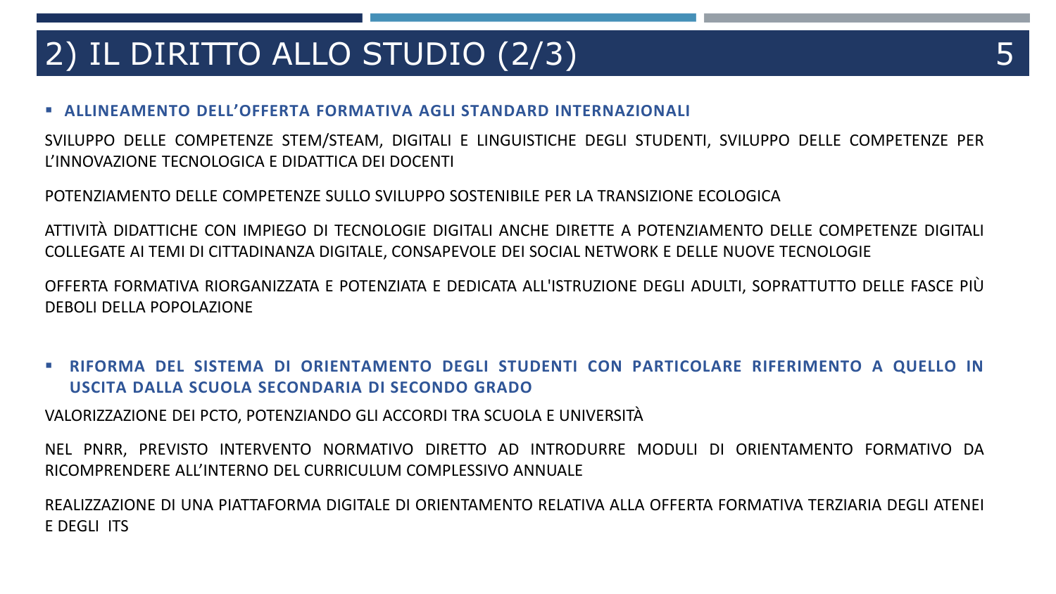# 2) IL DIRITTO ALLO STUDIO (2/3)

- **ALLINEAMENTO DELL'OFFERTA FORMATIVA AGLI STANDARD INTERNAZIONALI**

SVILUPPO DELLE COMPETENZE STEM/STEAM, DIGITALI E LINGUISTICHE DEGLI STUDENTI, SVILUPPO DELLE COMPETENZE PER L'INNOVAZIONE TECNOLOGICA E DIDATTICA DEI DOCENTI

POTENZIAMENTO DELLE COMPETENZE SULLO SVILUPPO SOSTENIBILE PER LA TRANSIZIONE ECOLOGICA

ATTIVITÀ DIDATTICHE CON IMPIEGO DI TECNOLOGIE DIGITALI ANCHE DIRETTE A POTENZIAMENTO DELLE COMPETENZE DIGITALI COLLEGATE AI TEMI DI CITTADINANZA DIGITALE, CONSAPEVOLE DEI SOCIAL NETWORK E DELLE NUOVE TECNOLOGIE

OFFERTA FORMATIVA RIORGANIZZATA E POTENZIATA E DEDICATA ALL'ISTRUZIONE DEGLI ADULTI, SOPRATTUTTO DELLE FASCE PIÙ DEBOLI DELLA POPOLAZIONE

- **RIFORMA DEL SISTEMA DI ORIENTAMENTO DEGLI STUDENTI CON PARTICOLARE RIFERIMENTO A QUELLO IN USCITA DALLA SCUOLA SECONDARIA DI SECONDO GRADO**

VALORIZZAZIONE DEI PCTO, POTENZIANDO GLI ACCORDI TRA SCUOLA E UNIVERSITÀ

NEL PNRR, PREVISTO INTERVENTO NORMATIVO DIRETTO AD INTRODURRE MODULI DI ORIENTAMENTO FORMATIVO DA RICOMPRENDERE ALL'INTERNO DEL CURRICULUM COMPLESSIVO ANNUALE

REALIZZAZIONE DI UNA PIATTAFORMA DIGITALE DI ORIENTAMENTO RELATIVA ALLA OFFERTA FORMATIVA TERZIARIA DEGLI ATENEI E DEGLI ITS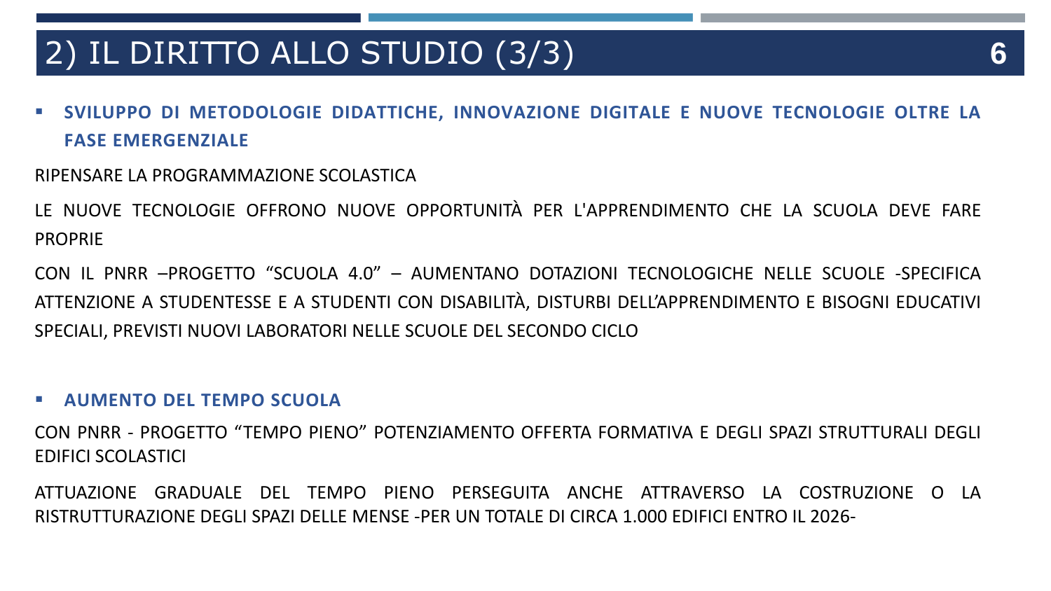# 2) IL DIRITTO ALLO STUDIO (3/3)

- **SVILUPPO DI METODOLOGIE DIDATTICHE, INNOVAZIONE DIGITALE E NUOVE TECNOLOGIE OLTRE LA FASE EMERGENZIALE**

RIPENSARE LA PROGRAMMAZIONE SCOLASTICA

LE NUOVE TECNOLOGIE OFFRONO NUOVE OPPORTUNITÀ PER L'APPRENDIMENTO CHE LA SCUOLA DEVE FARE PROPRIE

CON IL PNRR –PROGETTO "SCUOLA 4.0" – AUMENTANO DOTAZIONI TECNOLOGICHE NELLE SCUOLE -SPECIFICA ATTENZIONE A STUDENTESSE E A STUDENTI CON DISABILITÀ, DISTURBI DELL'APPRENDIMENTO E BISOGNI EDUCATIVI SPECIALI, PREVISTI NUOVI LABORATORI NELLE SCUOLE DEL SECONDO CICLO

- **AUMENTO DEL TEMPO SCUOLA**

CON PNRR - PROGETTO "TEMPO PIENO" POTENZIAMENTO OFFERTA FORMATIVA E DEGLI SPAZI STRUTTURALI DEGLI EDIFICI SCOLASTICI

ATTUAZIONE GRADUALE DEL TEMPO PIENO PERSEGUITA ANCHE ATTRAVERSO LA COSTRUZIONE O LA RISTRUTTURAZIONE DEGLI SPAZI DELLE MENSE -PER UN TOTALE DI CIRCA 1.000 EDIFICI ENTRO IL 2026-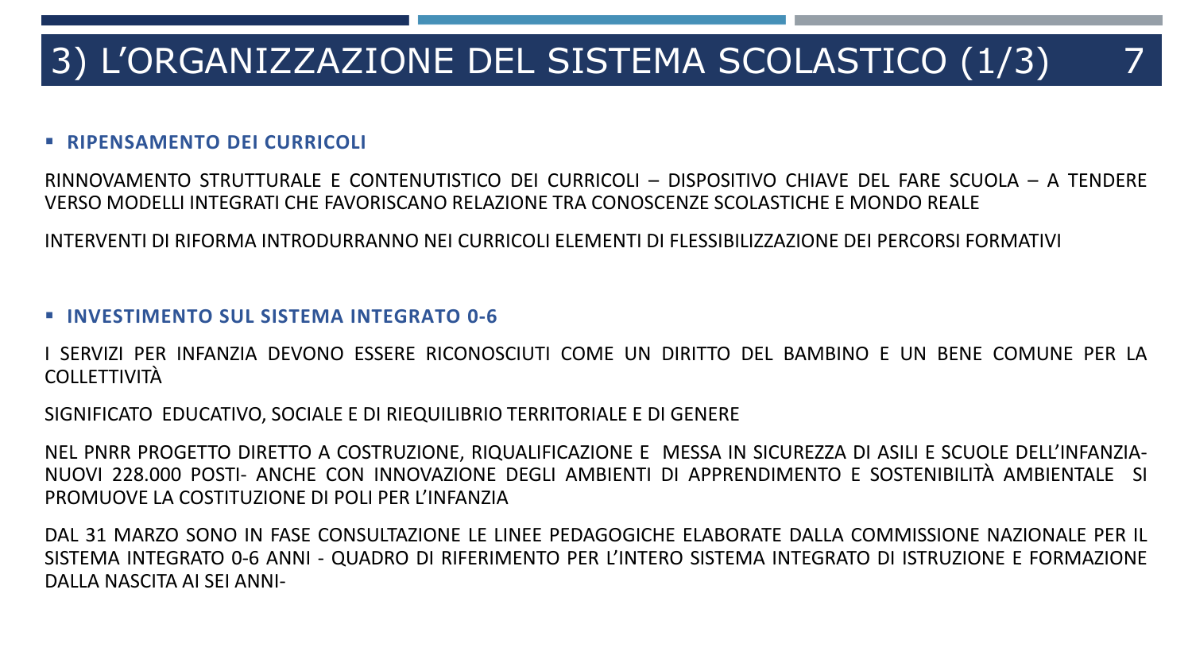# 3) L'ORGANIZZAZIONE DEL SISTEMA SCOLASTICO (1/3)

- **RIPENSAMENTO DEI CURRICOLI**

RINNOVAMENTO STRUTTURALE E CONTENUTISTICO DEI CURRICOLI – DISPOSITIVO CHIAVE DEL FARE SCUOLA – A TENDERE VERSO MODELLI INTEGRATI CHE FAVORISCANO RELAZIONE TRA CONOSCENZE SCOLASTICHE E MONDO REALE

INTERVENTI DI RIFORMA INTRODURRANNO NEI CURRICOLI ELEMENTI DI FLESSIBILIZZAZIONE DEI PERCORSI FORMATIVI

- **INVESTIMENTO SUL SISTEMA INTEGRATO 0-6**

I SERVIZI PER INFANZIA DEVONO ESSERE RICONOSCIUTI COME UN DIRITTO DEL BAMBINO E UN BENE COMUNE PER LA COLLETTIVITÀ

SIGNIFICATO EDUCATIVO, SOCIALE E DI RIEQUILIBRIO TERRITORIALE E DI GENERE

NEL PNRR PROGETTO DIRETTO A COSTRUZIONE, RIQUALIFICAZIONE E MESSA IN SICUREZZA DI ASILI E SCUOLE DELL'INFANZIA- NUOVI 228.000 POSTI- ANCHE CON INNOVAZIONE DEGLI AMBIENTI DI APPRENDIMENTO E SOSTENIBILITÀ AMBIENTALE SI PROMUOVE LA COSTITUZIONE DI POLI PER L'INFANZIA

DAL 31 MARZO SONO IN FASE CONSULTAZIONE LE LINEE PEDAGOGICHE ELABORATE DALLA COMMISSIONE NAZIONALE PER IL SISTEMA INTEGRATO 0-6 ANNI - QUADRO DI RIFERIMENTO PER L'INTERO SISTEMA INTEGRATO DI ISTRUZIONE E FORMAZIONE DALLA NASCITA AI SEI ANNI-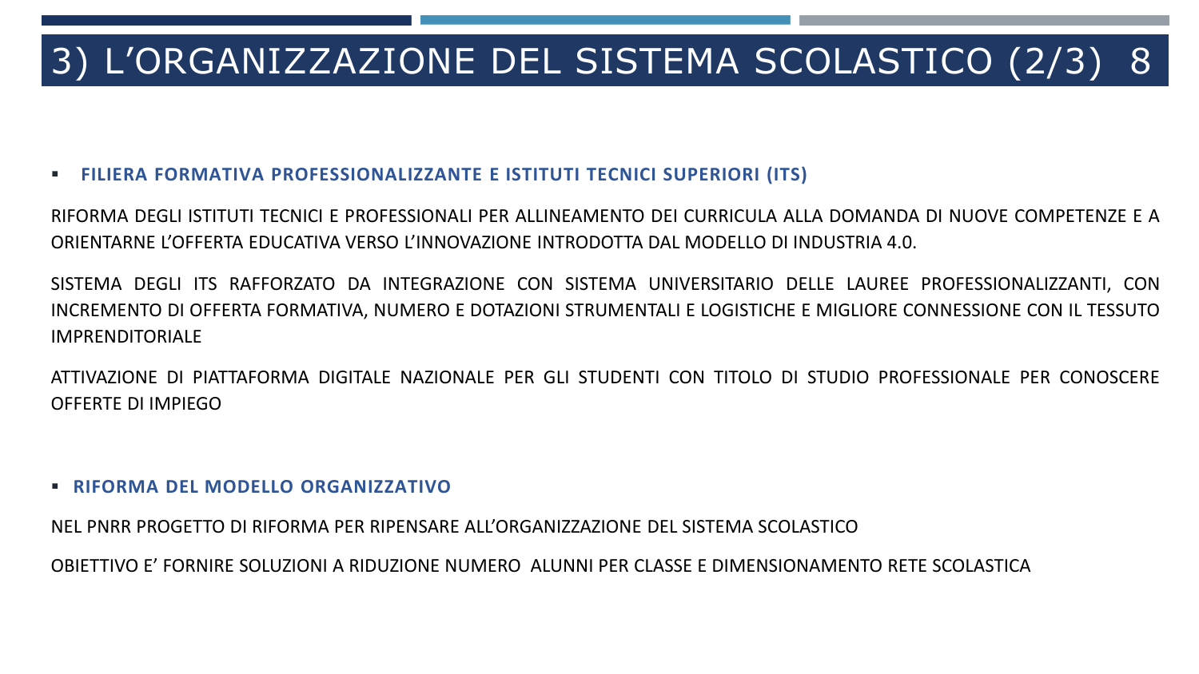# 3) L'ORGANIZZAZIONE DEL SISTEMA SCOLASTICO (2/3)

- **FILIERA FORMATIVA PROFESSIONALIZZANTE E ISTITUTI TECNICI SUPERIORI (ITS)**

RIFORMA DEGLI ISTITUTI TECNICI E PROFESSIONALI PER ALLINEAMENTO DEI CURRICULA ALLA DOMANDA DI NUOVE COMPETENZE E A ORIENTARNE L'OFFERTA EDUCATIVA VERSO L'INNOVAZIONE INTRODOTTA DAL MODELLO DI INDUSTRIA 4.0.

SISTEMA DEGLI ITS RAFFORZATO DA INTEGRAZIONE CON SISTEMA UNIVERSITARIO DELLE LAUREE PROFESSIONALIZZANTI, CON INCREMENTO DI OFFERTA FORMATIVA, NUMERO E DOTAZIONI STRUMENTALI E LOGISTICHE E MIGLIORE CONNESSIONE CON IL TESSUTO IMPRENDITORIALE

ATTIVAZIONE DI PIATTAFORMA DIGITALE NAZIONALE PER GLI STUDENTI CON TITOLO DI STUDIO PROFESSIONALE PER CONOSCERE OFFERTE DI IMPIEGO

- **RIFORMA DEL MODELLO ORGANIZZATIVO**

NEL PNRR PROGETTO DI RIFORMA PER RIPENSARE ALL'ORGANIZZAZIONE DEL SISTEMA SCOLASTICO

OBIETTIVO E' FORNIRE SOLUZIONI A RIDUZIONE NUMERO ALUNNI PER CLASSE E DIMENSIONAMENTO RETE SCOLASTICA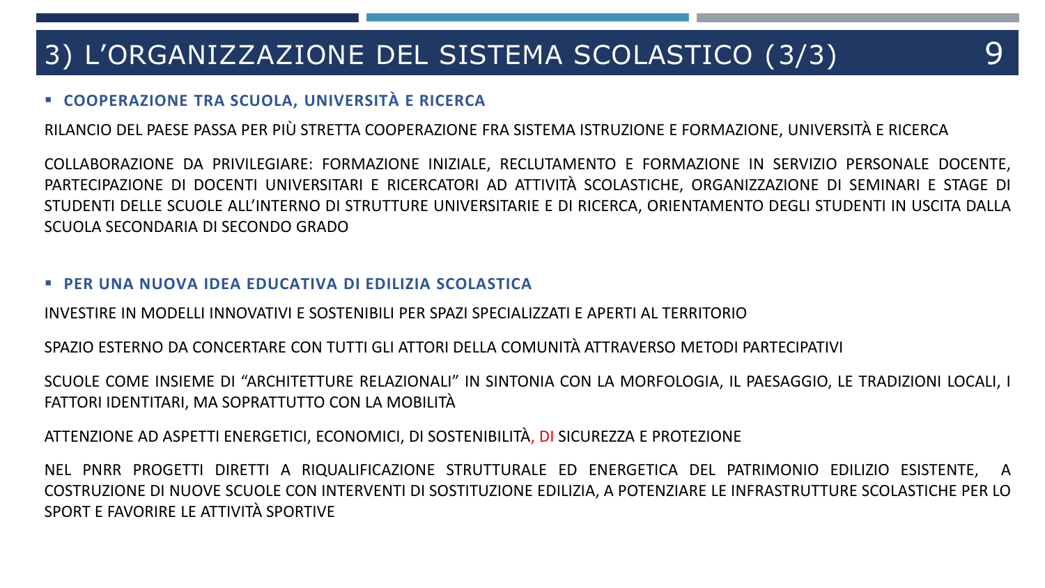# 3) L'ORGANIZZAZIONE DEL SISTEMA SCOLASTICO (3/3)

- **COOPERAZIONE TRA SCUOLA, UNIVERSITÀ E RICERCA**

RILANCIO DEL PAESE PASSA PER PIÙ STRETTA COOPERAZIONE FRA SISTEMA ISTRUZIONE E FORMAZIONE, UNIVERSITÀ E RICERCA

COLLABORAZIONE DA PRIVILEGIARE: FORMAZIONE INIZIALE, RECLUTAMENTO E FORMAZIONE IN SERVIZIO PERSONALE DOCENTE, PARTECIPAZIONE DI DOCENTI UNIVERSITARI E RICERCATORI AD ATTIVITÀ SCOLASTICHE, ORGANIZZAZIONE DI SEMINARI E STAGE DI STUDENTI DELLE SCUOLE ALL'INTERNO DI STRUTTURE UNIVERSITARIE E DI RICERCA, ORIENTAMENTO DEGLI STUDENTI IN USCITA DALLA SCUOLA SECONDARIA DI SECONDO GRADO

- **PER UNA NUOVA IDEA EDUCATIVA DI EDILIZIA SCOLASTICA**

INVESTIRE IN MODELLI INNOVATIVI E SOSTENIBILI PER SPAZI SPECIALIZZATI E APERTI AL TERRITORIO

SPAZIO ESTERNO DA CONCERTARE CON TUTTI GLI ATTORI DELLA COMUNITÀ ATTRAVERSO METODI PARTECIPATIVI

SCUOLE COME INSIEME DI "ARCHITETTURE RELAZIONALI" IN SINTONIA CON LA MORFOLOGIA, IL PAESAGGIO, LE TRADIZIONI LOCALI, I FATTORI IDENTITARI, MA SOPRATTUTTO CON LA MOBILITÀ

ATTENZIONE AD ASPETTI ENERGETICI, ECONOMICI, DI SOSTENIBILITÀ, DI SICUREZZA E PROTEZIONE

NEL PNRR PROGETTI DIRETTI A RIQUALIFICAZIONE STRUTTURALE ED ENERGETICA DEL PATRIMONIO EDILIZIO ESISTENTE, A COSTRUZIONE DI NUOVE SCUOLE CON INTERVENTI DI SOSTITUZIONE EDILIZIA, A POTENZIARE LE INFRASTRUTTURE SCOLASTICHE PER LO SPORT E FAVORIRE LE ATTIVITÀ SPORTIVE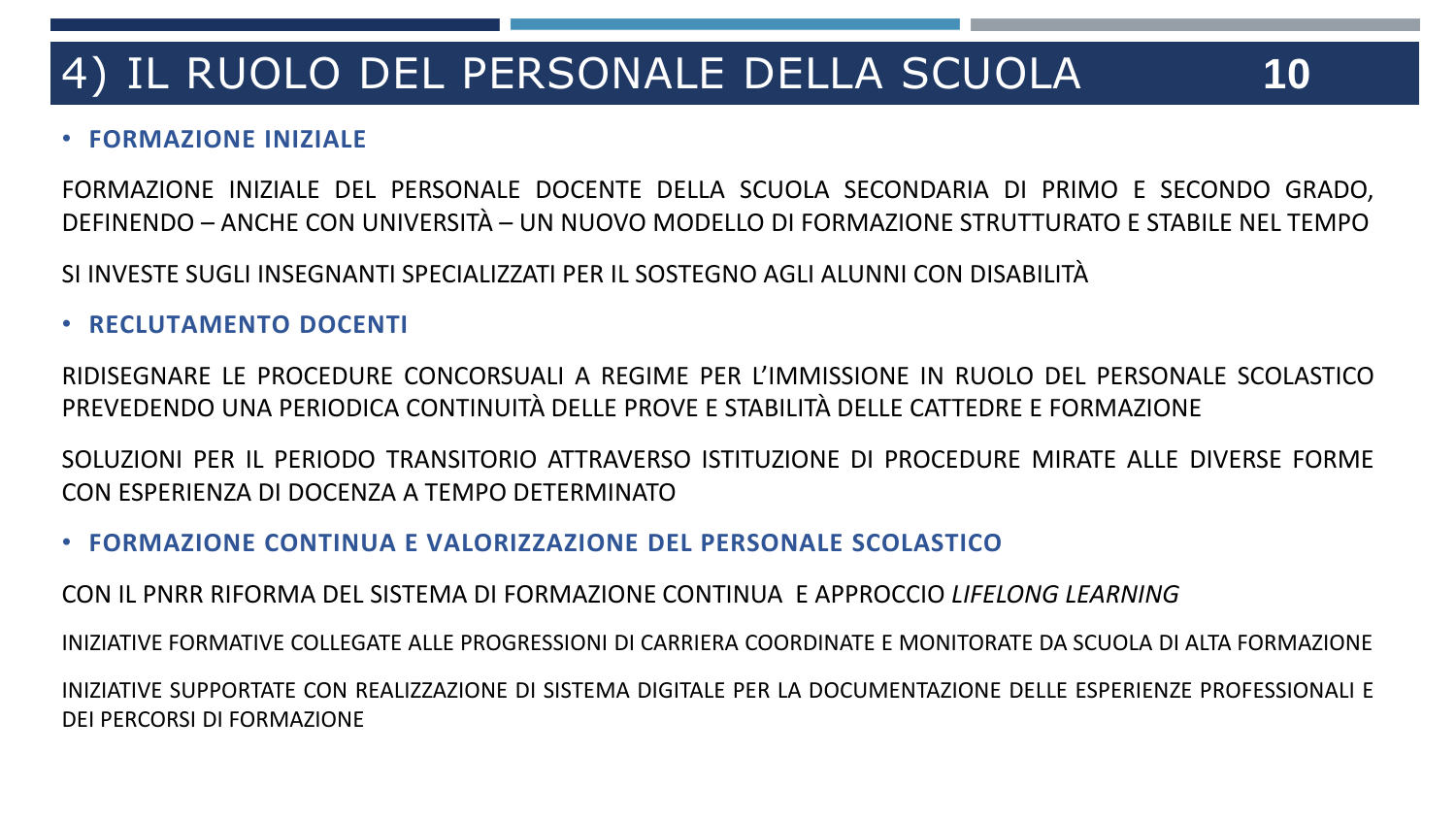# 4) IL RUOLO DEL PERSONALE DELLA SCUOLA

- **FORMAZIONE INIZIALE**

FORMAZIONE INIZIALE DEL PERSONALE DOCENTE DELLA SCUOLA SECONDARIA DI PRIMO E SECONDO GRADO, DEFINENDO – ANCHE CON UNIVERSITÀ – UN NUOVO MODELLO DI FORMAZIONE STRUTTURATO E STABILE NEL TEMPO

SI INVESTE SUGLI INSEGNANTI SPECIALIZZATI PER IL SOSTEGNO AGLI ALUNNI CON DISABILITÀ

- **RECLUTAMENTO DOCENTI**

RIDISEGNARE LE PROCEDURE CONCORSUALI A REGIME PER L'IMMISSIONE IN RUOLO DEL PERSONALE SCOLASTICO PREVEDENDO UNA PERIODICA CONTINUITÀ DELLE PROVE E STABILITÀ DELLE CATTEDRE E FORMAZIONE

SOLUZIONI PER IL PERIODO TRANSITORIO ATTRAVERSO ISTITUZIONE DI PROCEDURE MIRATE ALLE DIVERSE FORME CON ESPERIENZA DI DOCENZA A TEMPO DETERMINATO

- **FORMAZIONE CONTINUA E VALORIZZAZIONE DEL PERSONALE SCOLASTICO**

CON IL PNRR RIFORMA DEL SISTEMA DI FORMAZIONE CONTINUA E APPROCCIO *LIFELONG LEARNING*

INIZIATIVE FORMATIVE COLLEGATE ALLE PROGRESSIONI DI CARRIERA COORDINATE E MONITORATE DA SCUOLA DI ALTA FORMAZIONE

INIZIATIVE SUPPORTATE CON REALIZZAZIONE DI SISTEMA DIGITALE PER LA DOCUMENTAZIONE DELLE ESPERIENZE PROFESSIONALI E DEI PERCORSI DI FORMAZIONE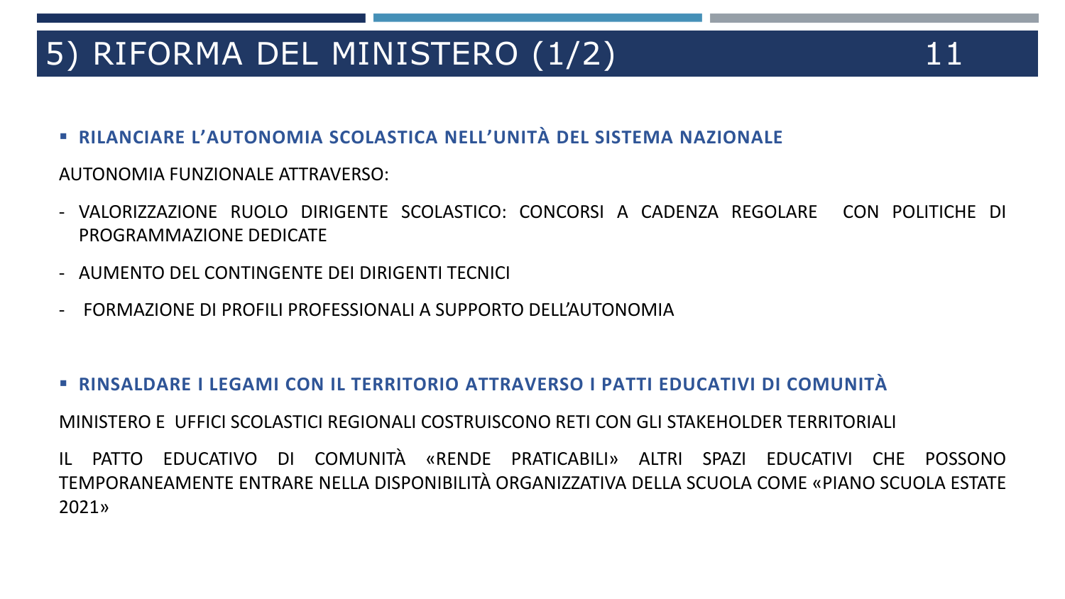# 5) RIFORMA DEL MINISTERO (1/2)

- **RILANCIARE L'AUTONOMIA SCOLASTICA NELL'UNITÀ DEL SISTEMA NAZIONALE**

AUTONOMIA FUNZIONALE ATTRAVERSO:

- VALORIZZAZIONE RUOLO DIRIGENTE SCOLASTICO: CONCORSI A CADENZA REGOLARE CON POLITICHE DI PROGRAMMAZIONE DEDICATE
- AUMENTO DEL CONTINGENTE DEI DIRIGENTI TECNICI
- FORMAZIONE DI PROFILI PROFESSIONALI A SUPPORTO DELL'AUTONOMIA

- **RINSALDARE I LEGAMI CON IL TERRITORIO ATTRAVERSO I PATTI EDUCATIVI DI COMUNITÀ**

MINISTERO E UFFICI SCOLASTICI REGIONALI COSTRUISCONO RETI CON GLI STAKEHOLDER TERRITORIALI

IL PATTO EDUCATIVO DI COMUNITÀ «RENDE PRATICABILI» ALTRI SPAZI EDUCATIVI CHE POSSONO TEMPORANEAMENTE ENTRARE NELLA DISPONIBILITÀ ORGANIZZATIVA DELLA SCUOLA COME «PIANO SCUOLA ESTATE 2021»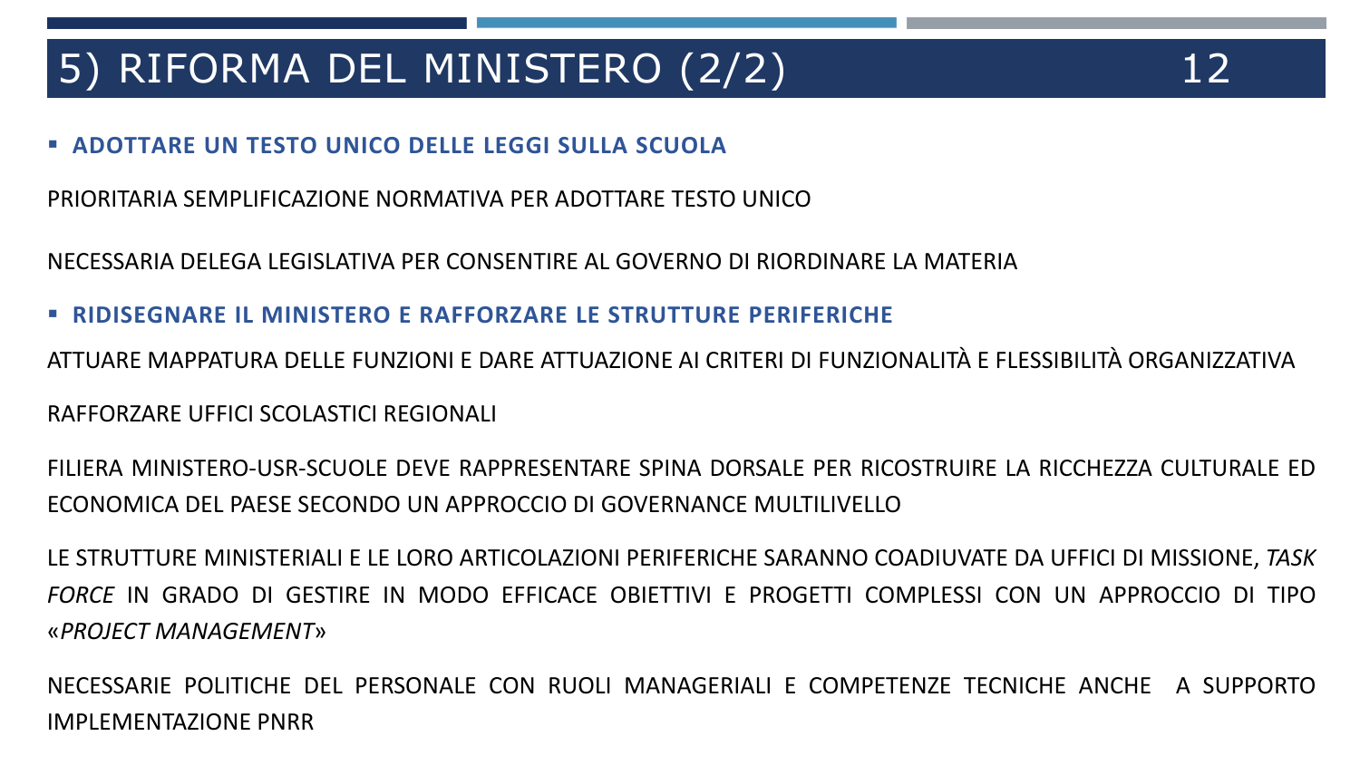# 5) RIFORMA DEL MINISTERO (2/2)

- **ADOTTARE UN TESTO UNICO DELLE LEGGI SULLA SCUOLA**

PRIORITARIA SEMPLIFICAZIONE NORMATIVA PER ADOTTARE TESTO UNICO

NECESSARIA DELEGA LEGISLATIVA PER CONSENTIRE AL GOVERNO DI RIORDINARE LA MATERIA

- **RIDISEGNARE IL MINISTERO E RAFFORZARE LE STRUTTURE PERIFERICHE**

ATTUARE MAPPATURA DELLE FUNZIONI E DARE ATTUAZIONE AI CRITERI DI FUNZIONALITÀ E FLESSIBILITÀ ORGANIZZATIVA

RAFFORZARE UFFICI SCOLASTICI REGIONALI

FILIERA MINISTERO-USR-SCUOLE DEVE RAPPRESENTARE SPINA DORSALE PER RICOSTRUIRE LA RICCHEZZA CULTURALE ED ECONOMICA DEL PAESE SECONDO UN APPROCCIO DI GOVERNANCE MULTILIVELLO

LE STRUTTURE MINISTERIALI E LE LORO ARTICOLAZIONI PERIFERICHE SARANNO COADIUVATE DA UFFICI DI MISSIONE, *TASK FORCE* IN GRADO DI GESTIRE IN MODO EFFICACE OBIETTIVI E PROGETTI COMPLESSI CON UN APPROCCIO DI TIPO «*PROJECT MANAGEMENT*»

NECESSARIE POLITICHE DEL PERSONALE CON RUOLI MANAGERIALI E COMPETENZE TECNICHE ANCHE A SUPPORTO IMPLEMENTAZIONE PNRR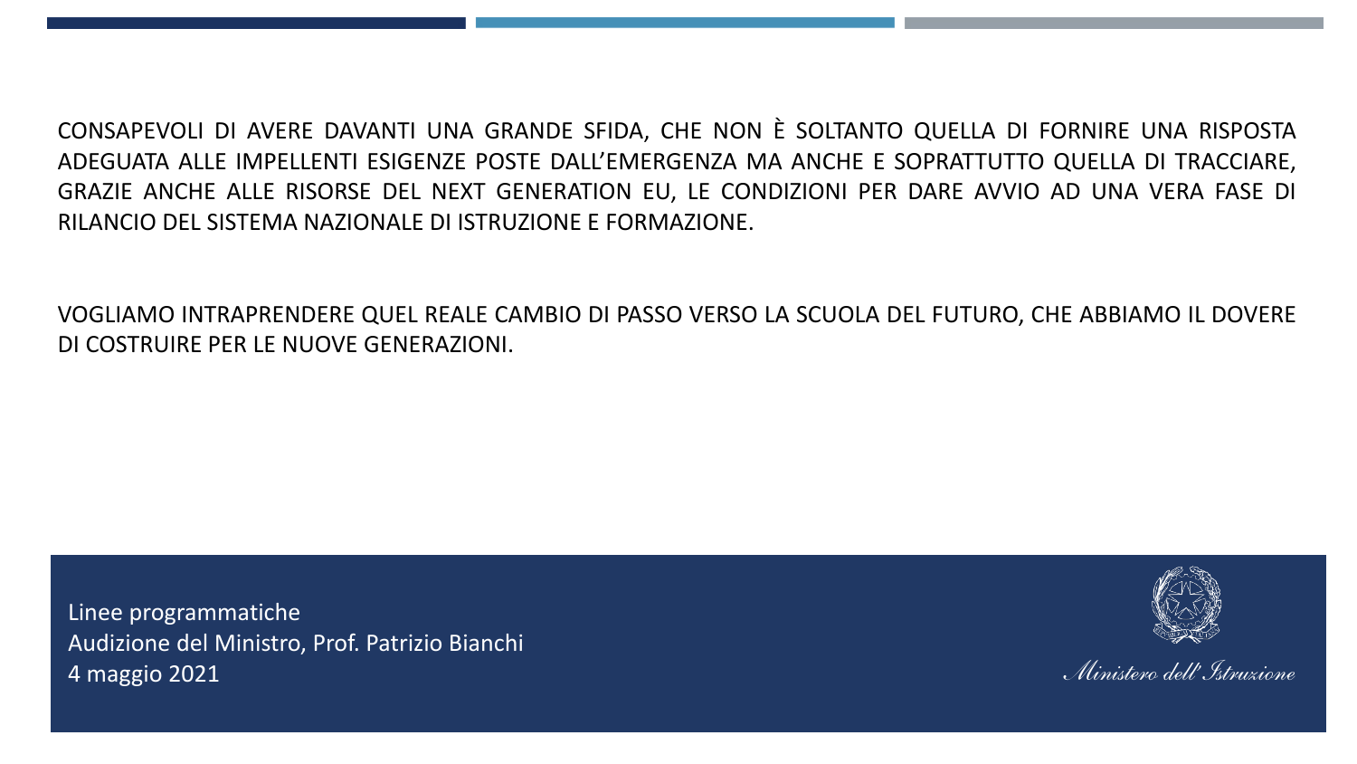CONSAPEVOLI DI AVERE DAVANTI UNA GRANDE SFIDA, CHE NON È SOLTANTO QUELLA DI FORNIRE UNA RISPOSTA ADEGUATA ALLE IMPELLENTI ESIGENZE POSTE DALL'EMERGENZA MA ANCHE E SOPRATTUTTO QUELLA DI TRACCIARE, GRAZIE ANCHE ALLE RISORSE DEL NEXT GENERATION EU, LE CONDIZIONI PER DARE AVVIO AD UNA VERA FASE DI RILANCIO DEL SISTEMA NAZIONALE DI ISTRUZIONE E FORMAZIONE.

VOGLIAMO INTRAPRENDERE QUEL REALE CAMBIO DI PASSO VERSO LA SCUOLA DEL FUTURO, CHE ABBIAMO IL DOVERE DI COSTRUIRE PER LE NUOVE GENERAZIONI.

Linee programmatiche
Audizione del Ministro, Prof. Patrizio Bianchi
4 maggio 2021

*Ministero dell'Istruzione*